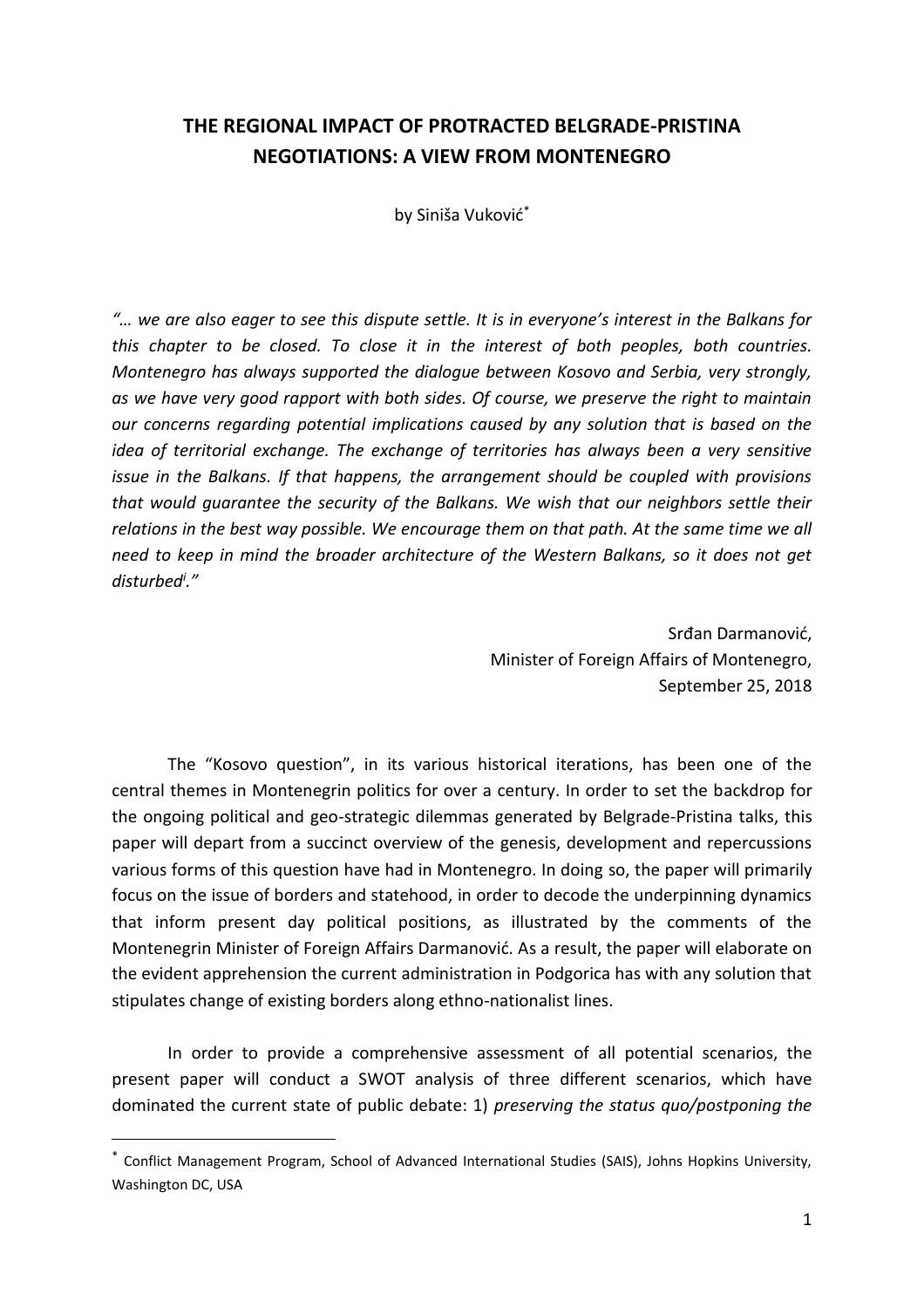# THE REGIONAL IMPACT OF PROTRACTED BELGRADE-PRISTINA NEGOTIATIONS: A VIEW FROM MONTENEGRO

by Siniša Vuković[*]

*"… we are also eager to see this dispute settle. It is in everyone's interest in the Balkans for this chapter to be closed. To close it in the interest of both peoples, both countries. Montenegro has always supported the dialogue between Kosovo and Serbia, very strongly, as we have very good rapport with both sides. Of course, we preserve the right to maintain our concerns regarding potential implications caused by any solution that is based on the idea of territorial exchange. The exchange of territories has always been a very sensitive issue in the Balkans. If that happens, the arrangement should be coupled with provisions that would guarantee the security of the Balkans. We wish that our neighbors settle their relations in the best way possible. We encourage them on that path. At the same time we all need to keep in mind the broader architecture of the Western Balkans, so it does not get disturbed[i]."*

Srđan Darmanović,
Minister of Foreign Affairs of Montenegro,
September 25, 2018

The "Kosovo question", in its various historical iterations, has been one of the central themes in Montenegrin politics for over a century. In order to set the backdrop for the ongoing political and geo-strategic dilemmas generated by Belgrade-Pristina talks, this paper will depart from a succinct overview of the genesis, development and repercussions various forms of this question have had in Montenegro. In doing so, the paper will primarily focus on the issue of borders and statehood, in order to decode the underpinning dynamics that inform present day political positions, as illustrated by the comments of the Montenegrin Minister of Foreign Affairs Darmanović. As a result, the paper will elaborate on the evident apprehension the current administration in Podgorica has with any solution that stipulates change of existing borders along ethno-nationalist lines.

In order to provide a comprehensive assessment of all potential scenarios, the present paper will conduct a SWOT analysis of three different scenarios, which have dominated the current state of public debate: 1) *preserving the status quo/postponing the*

[*] Conflict Management Program, School of Advanced International Studies (SAIS), Johns Hopkins University, Washington DC, USA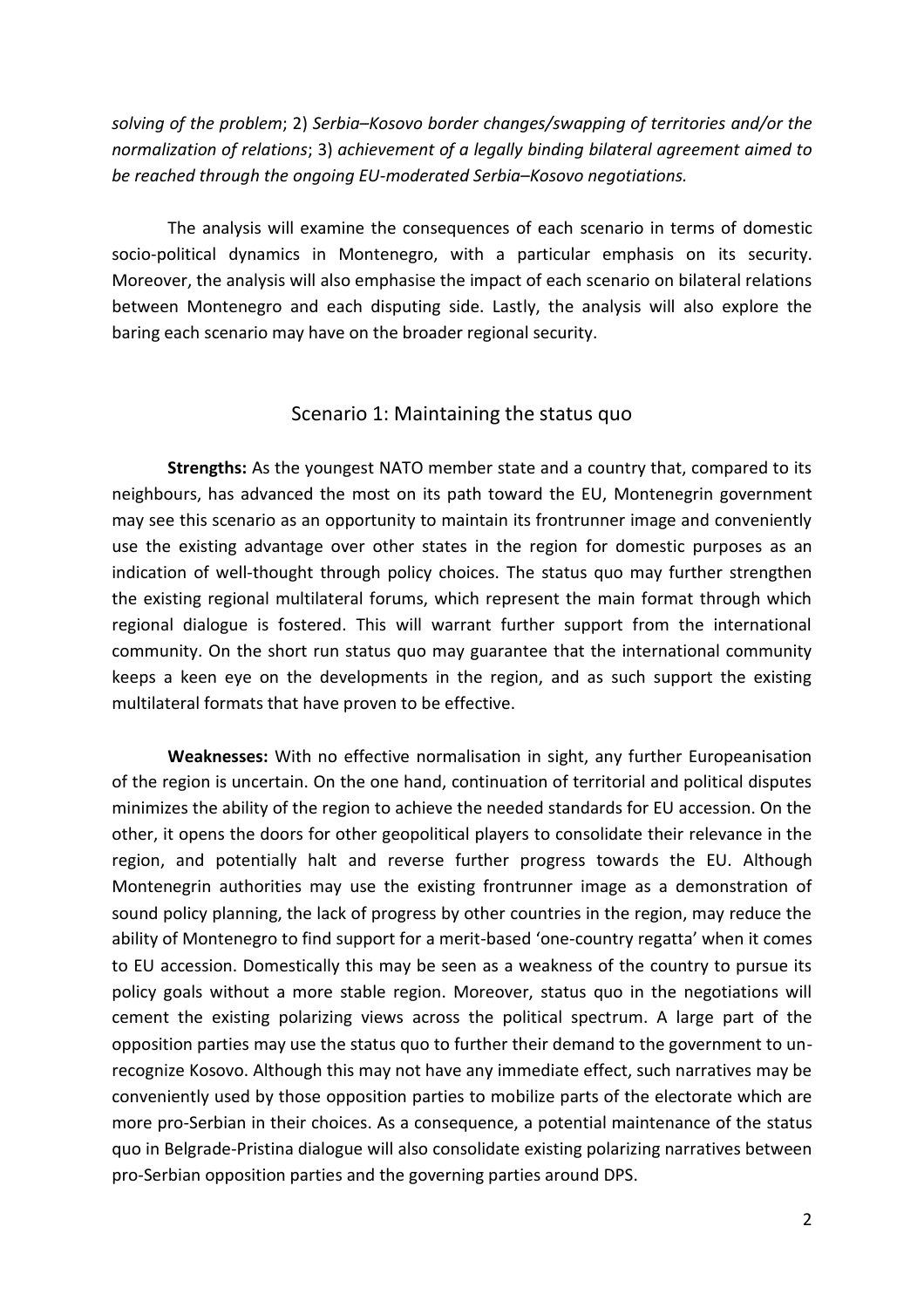*solving of the problem*; 2) *Serbia–Kosovo border changes/swapping of territories and/or the normalization of relations*; 3) *achievement of a legally binding bilateral agreement aimed to be reached through the ongoing EU-moderated Serbia–Kosovo negotiations.*

The analysis will examine the consequences of each scenario in terms of domestic socio-political dynamics in Montenegro, with a particular emphasis on its security. Moreover, the analysis will also emphasise the impact of each scenario on bilateral relations between Montenegro and each disputing side. Lastly, the analysis will also explore the baring each scenario may have on the broader regional security.

## Scenario 1: Maintaining the status quo

**Strengths:** As the youngest NATO member state and a country that, compared to its neighbours, has advanced the most on its path toward the EU, Montenegrin government may see this scenario as an opportunity to maintain its frontrunner image and conveniently use the existing advantage over other states in the region for domestic purposes as an indication of well-thought through policy choices. The status quo may further strengthen the existing regional multilateral forums, which represent the main format through which regional dialogue is fostered. This will warrant further support from the international community. On the short run status quo may guarantee that the international community keeps a keen eye on the developments in the region, and as such support the existing multilateral formats that have proven to be effective.

**Weaknesses:** With no effective normalisation in sight, any further Europeanisation of the region is uncertain. On the one hand, continuation of territorial and political disputes minimizes the ability of the region to achieve the needed standards for EU accession. On the other, it opens the doors for other geopolitical players to consolidate their relevance in the region, and potentially halt and reverse further progress towards the EU. Although Montenegrin authorities may use the existing frontrunner image as a demonstration of sound policy planning, the lack of progress by other countries in the region, may reduce the ability of Montenegro to find support for a merit-based 'one-country regatta' when it comes to EU accession. Domestically this may be seen as a weakness of the country to pursue its policy goals without a more stable region. Moreover, status quo in the negotiations will cement the existing polarizing views across the political spectrum. A large part of the opposition parties may use the status quo to further their demand to the government to un-recognize Kosovo. Although this may not have any immediate effect, such narratives may be conveniently used by those opposition parties to mobilize parts of the electorate which are more pro-Serbian in their choices. As a consequence, a potential maintenance of the status quo in Belgrade-Pristina dialogue will also consolidate existing polarizing narratives between pro-Serbian opposition parties and the governing parties around DPS.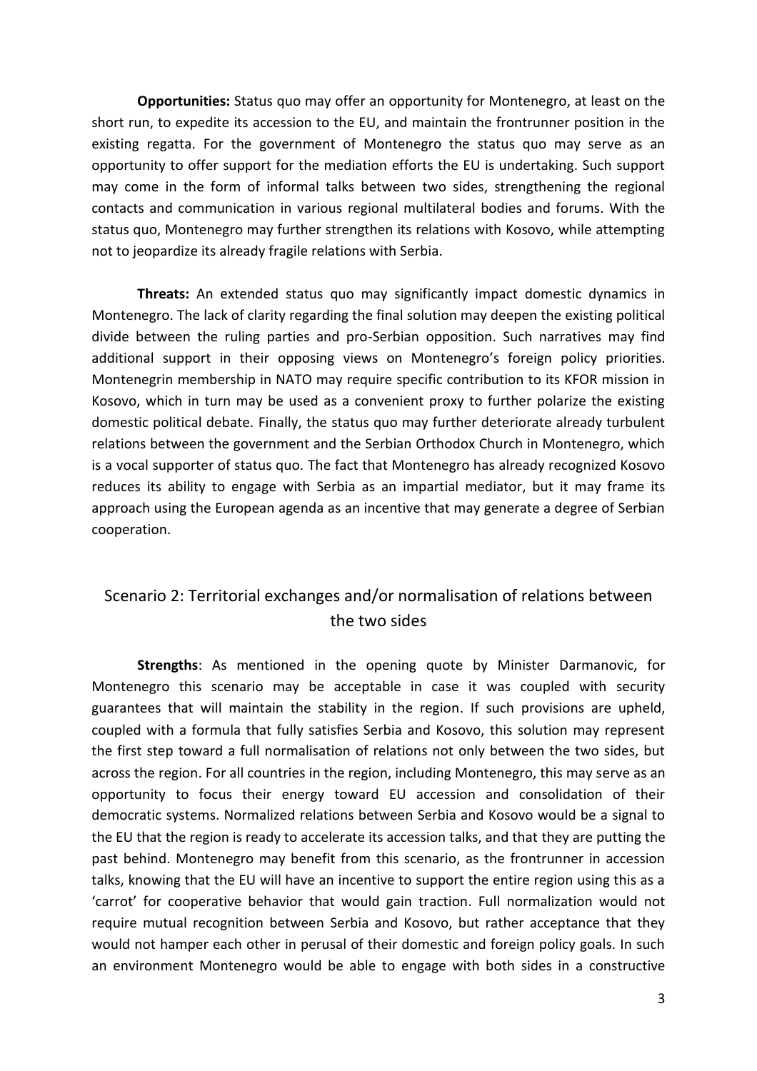**Opportunities:** Status quo may offer an opportunity for Montenegro, at least on the short run, to expedite its accession to the EU, and maintain the frontrunner position in the existing regatta. For the government of Montenegro the status quo may serve as an opportunity to offer support for the mediation efforts the EU is undertaking. Such support may come in the form of informal talks between two sides, strengthening the regional contacts and communication in various regional multilateral bodies and forums. With the status quo, Montenegro may further strengthen its relations with Kosovo, while attempting not to jeopardize its already fragile relations with Serbia.

**Threats:** An extended status quo may significantly impact domestic dynamics in Montenegro. The lack of clarity regarding the final solution may deepen the existing political divide between the ruling parties and pro-Serbian opposition. Such narratives may find additional support in their opposing views on Montenegro's foreign policy priorities. Montenegrin membership in NATO may require specific contribution to its KFOR mission in Kosovo, which in turn may be used as a convenient proxy to further polarize the existing domestic political debate. Finally, the status quo may further deteriorate already turbulent relations between the government and the Serbian Orthodox Church in Montenegro, which is a vocal supporter of status quo. The fact that Montenegro has already recognized Kosovo reduces its ability to engage with Serbia as an impartial mediator, but it may frame its approach using the European agenda as an incentive that may generate a degree of Serbian cooperation.

## Scenario 2: Territorial exchanges and/or normalisation of relations between the two sides

**Strengths**: As mentioned in the opening quote by Minister Darmanovic, for Montenegro this scenario may be acceptable in case it was coupled with security guarantees that will maintain the stability in the region. If such provisions are upheld, coupled with a formula that fully satisfies Serbia and Kosovo, this solution may represent the first step toward a full normalisation of relations not only between the two sides, but across the region. For all countries in the region, including Montenegro, this may serve as an opportunity to focus their energy toward EU accession and consolidation of their democratic systems. Normalized relations between Serbia and Kosovo would be a signal to the EU that the region is ready to accelerate its accession talks, and that they are putting the past behind. Montenegro may benefit from this scenario, as the frontrunner in accession talks, knowing that the EU will have an incentive to support the entire region using this as a 'carrot' for cooperative behavior that would gain traction. Full normalization would not require mutual recognition between Serbia and Kosovo, but rather acceptance that they would not hamper each other in perusal of their domestic and foreign policy goals. In such an environment Montenegro would be able to engage with both sides in a constructive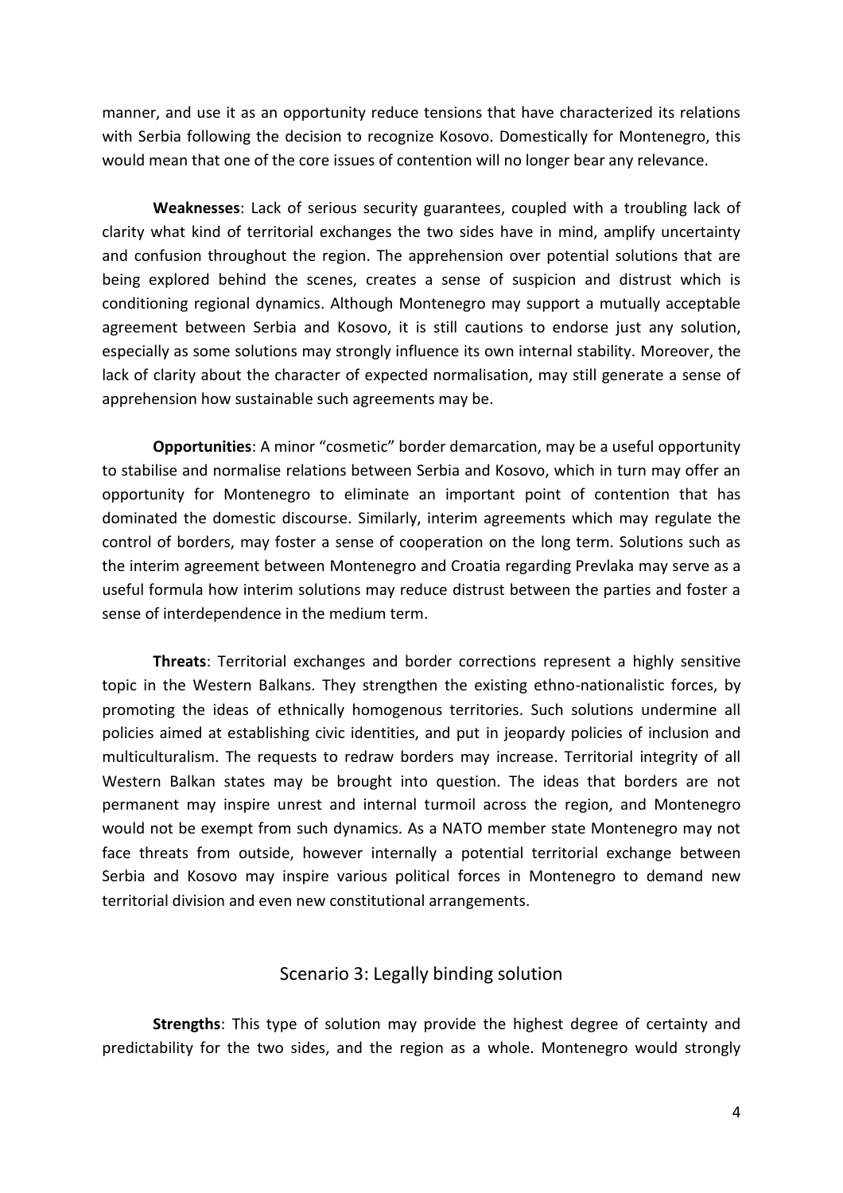manner, and use it as an opportunity reduce tensions that have characterized its relations with Serbia following the decision to recognize Kosovo. Domestically for Montenegro, this would mean that one of the core issues of contention will no longer bear any relevance.

**Weaknesses**: Lack of serious security guarantees, coupled with a troubling lack of clarity what kind of territorial exchanges the two sides have in mind, amplify uncertainty and confusion throughout the region. The apprehension over potential solutions that are being explored behind the scenes, creates a sense of suspicion and distrust which is conditioning regional dynamics. Although Montenegro may support a mutually acceptable agreement between Serbia and Kosovo, it is still cautions to endorse just any solution, especially as some solutions may strongly influence its own internal stability. Moreover, the lack of clarity about the character of expected normalisation, may still generate a sense of apprehension how sustainable such agreements may be.

**Opportunities**: A minor "cosmetic" border demarcation, may be a useful opportunity to stabilise and normalise relations between Serbia and Kosovo, which in turn may offer an opportunity for Montenegro to eliminate an important point of contention that has dominated the domestic discourse. Similarly, interim agreements which may regulate the control of borders, may foster a sense of cooperation on the long term. Solutions such as the interim agreement between Montenegro and Croatia regarding Prevlaka may serve as a useful formula how interim solutions may reduce distrust between the parties and foster a sense of interdependence in the medium term.

**Threats**: Territorial exchanges and border corrections represent a highly sensitive topic in the Western Balkans. They strengthen the existing ethno-nationalistic forces, by promoting the ideas of ethnically homogenous territories. Such solutions undermine all policies aimed at establishing civic identities, and put in jeopardy policies of inclusion and multiculturalism. The requests to redraw borders may increase. Territorial integrity of all Western Balkan states may be brought into question. The ideas that borders are not permanent may inspire unrest and internal turmoil across the region, and Montenegro would not be exempt from such dynamics. As a NATO member state Montenegro may not face threats from outside, however internally a potential territorial exchange between Serbia and Kosovo may inspire various political forces in Montenegro to demand new territorial division and even new constitutional arrangements.

## Scenario 3: Legally binding solution

**Strengths**: This type of solution may provide the highest degree of certainty and predictability for the two sides, and the region as a whole. Montenegro would strongly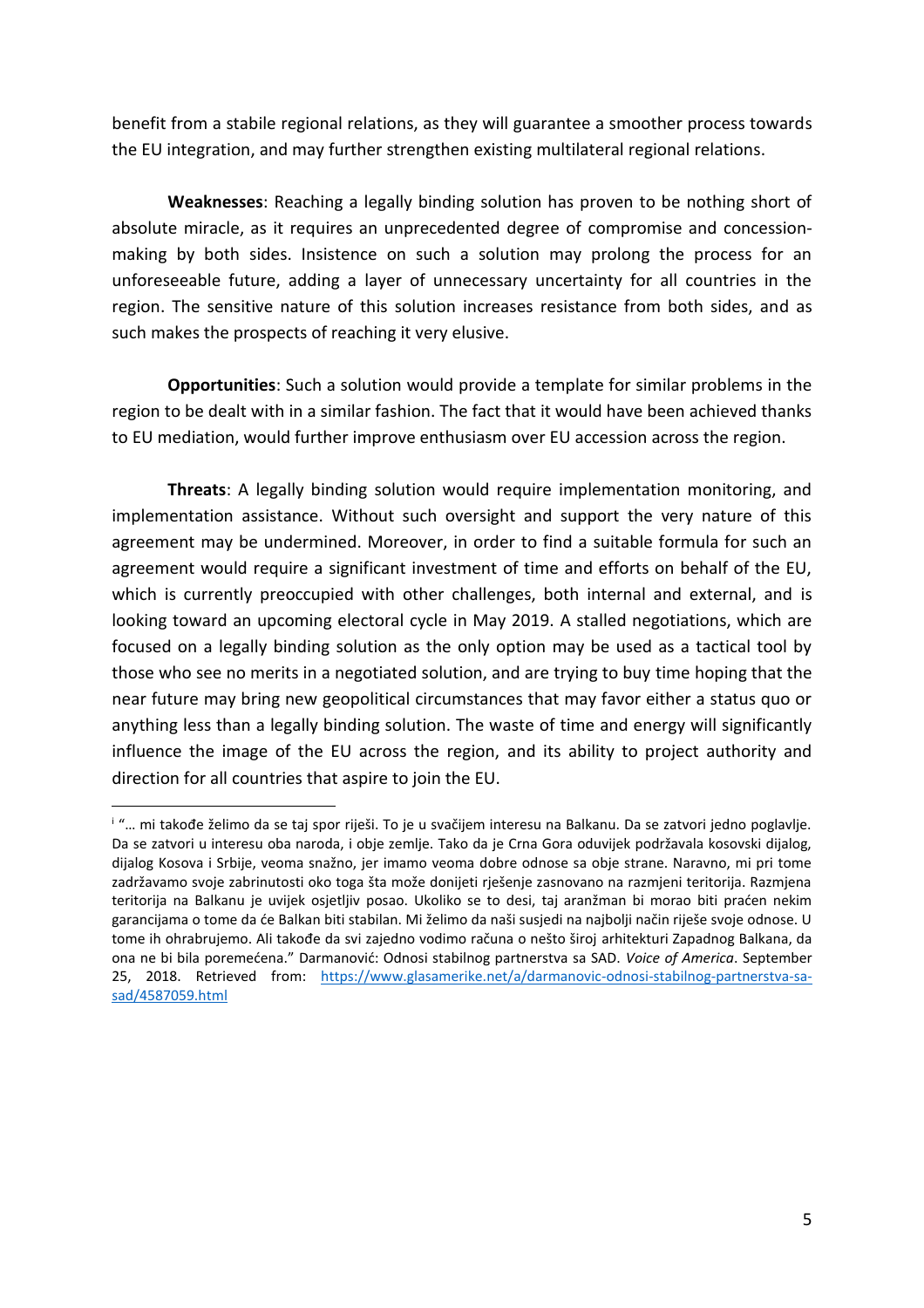benefit from a stabile regional relations, as they will guarantee a smoother process towards the EU integration, and may further strengthen existing multilateral regional relations.

**Weaknesses**: Reaching a legally binding solution has proven to be nothing short of absolute miracle, as it requires an unprecedented degree of compromise and concession-making by both sides. Insistence on such a solution may prolong the process for an unforeseeable future, adding a layer of unnecessary uncertainty for all countries in the region. The sensitive nature of this solution increases resistance from both sides, and as such makes the prospects of reaching it very elusive.

**Opportunities**: Such a solution would provide a template for similar problems in the region to be dealt with in a similar fashion. The fact that it would have been achieved thanks to EU mediation, would further improve enthusiasm over EU accession across the region.

**Threats**: A legally binding solution would require implementation monitoring, and implementation assistance. Without such oversight and support the very nature of this agreement may be undermined. Moreover, in order to find a suitable formula for such an agreement would require a significant investment of time and efforts on behalf of the EU, which is currently preoccupied with other challenges, both internal and external, and is looking toward an upcoming electoral cycle in May 2019. A stalled negotiations, which are focused on a legally binding solution as the only option may be used as a tactical tool by those who see no merits in a negotiated solution, and are trying to buy time hoping that the near future may bring new geopolitical circumstances that may favor either a status quo or anything less than a legally binding solution. The waste of time and energy will significantly influence the image of the EU across the region, and its ability to project authority and direction for all countries that aspire to join the EU.

---

[i] "… mi takođe želimo da se taj spor riješi. To je u svačijem interesu na Balkanu. Da se zatvori jedno poglavlje. Da se zatvori u interesu oba naroda, i obje zemlje. Tako da je Crna Gora oduvijek podržavala kosovski dijalog, dijalog Kosova i Srbije, veoma snažno, jer imamo veoma dobre odnose sa obje strane. Naravno, mi pri tome zadržavamo svoje zabrinutosti oko toga šta može donijeti rješenje zasnovano na razmjeni teritorija. Razmjena teritorija na Balkanu je uvijek osjetljiv posao. Ukoliko se to desi, taj aranžman bi morao biti praćen nekim garancijama o tome da će Balkan biti stabilan. Mi želimo da naši susjedi na najbolji način riješe svoje odnose. U tome ih ohrabrujemo. Ali takođe da svi zajedno vodimo računa o nešto široj arhitekturi Zapadnog Balkana, da ona ne bi bila poremećena." Darmanović: Odnosi stabilnog partnerstva sa SAD. *Voice of America*. September 25, 2018. Retrieved from: https://www.glasamerike.net/a/darmanovic-odnosi-stabilnog-partnerstva-sa-sad/4587059.html